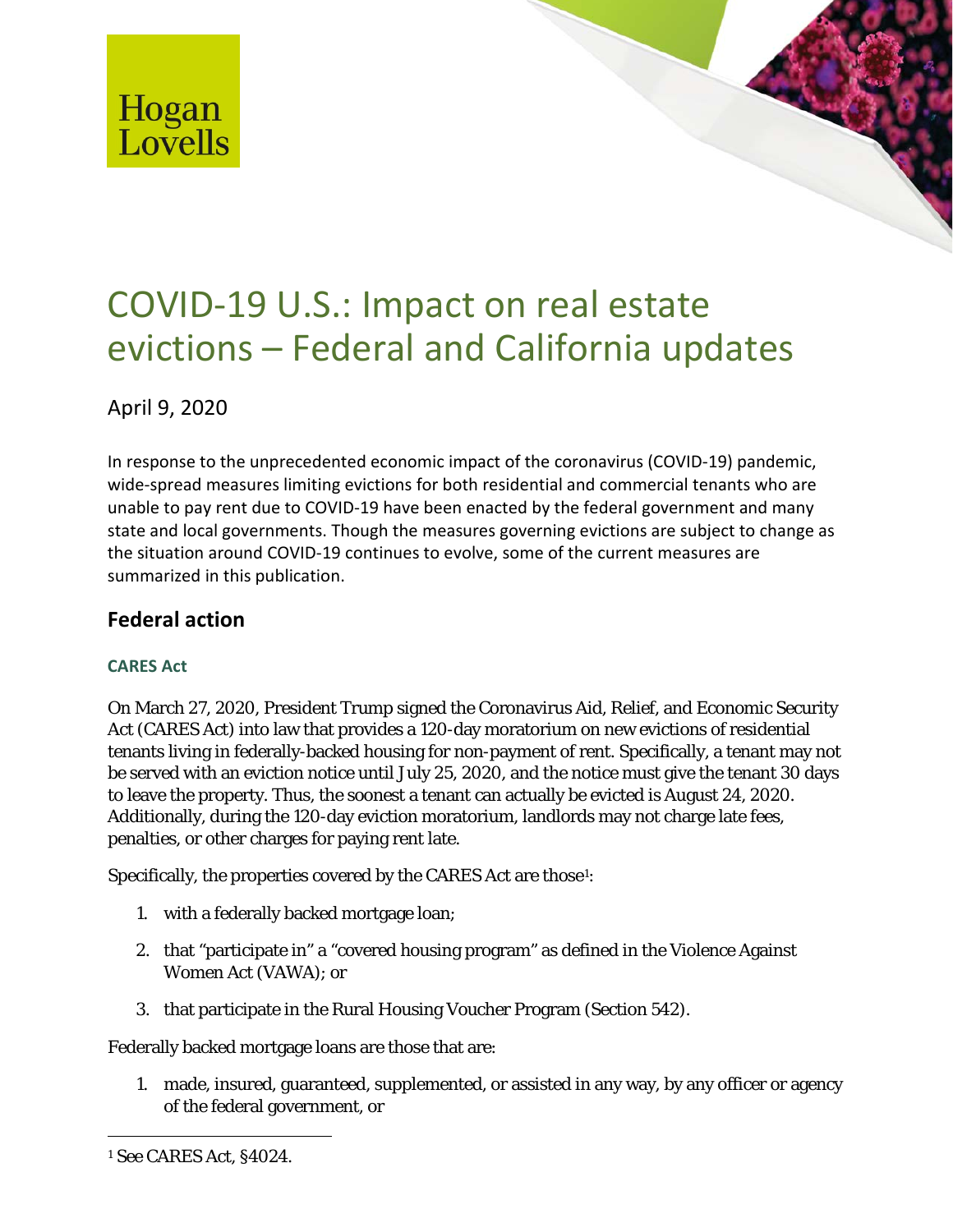Hogan Lovells

# COVID-19 U.S.: Impact on real estate evictions – Federal and California updates

April 9, 2020

In response to the unprecedented economic impact of the coronavirus (COVID-19) pandemic, wide-spread measures limiting evictions for both residential and commercial tenants who are unable to pay rent due to COVID-19 have been enacted by the federal government and many state and local governments. Though the measures governing evictions are subject to change as the situation around COVID-19 continues to evolve, some of the current measures are summarized in this publication.

## Federal action

### CARES Act

On March 27, 2020, President Trump signed the Coronavirus Aid, Relief, and Economic Security Act (CARES Act) into law that provides a 120-day moratorium on new evictions of residential tenants living in federally-backed housing for non-payment of rent. Specifically, a tenant may not be served with an eviction notice until July 25, 2020, and the notice must give the tenant 30 days to leave the property. Thus, the soonest a tenant can actually be evicted is August 24, 2020. Additionally, during the 120-day eviction moratorium, landlords may not charge late fees, penalties, or other charges for paying rent late.

Specifically, the properties covered by the CARES Act are those[1]:

1. with a federally backed mortgage loan;
2. that "participate in" a "covered housing program" as defined in the Violence Against Women Act (VAWA); or
3. that participate in the Rural Housing Voucher Program (Section 542).

Federally backed mortgage loans are those that are:

1. made, insured, guaranteed, supplemented, or assisted in any way, by any officer or agency of the federal government, or

[1] See CARES Act, §4024.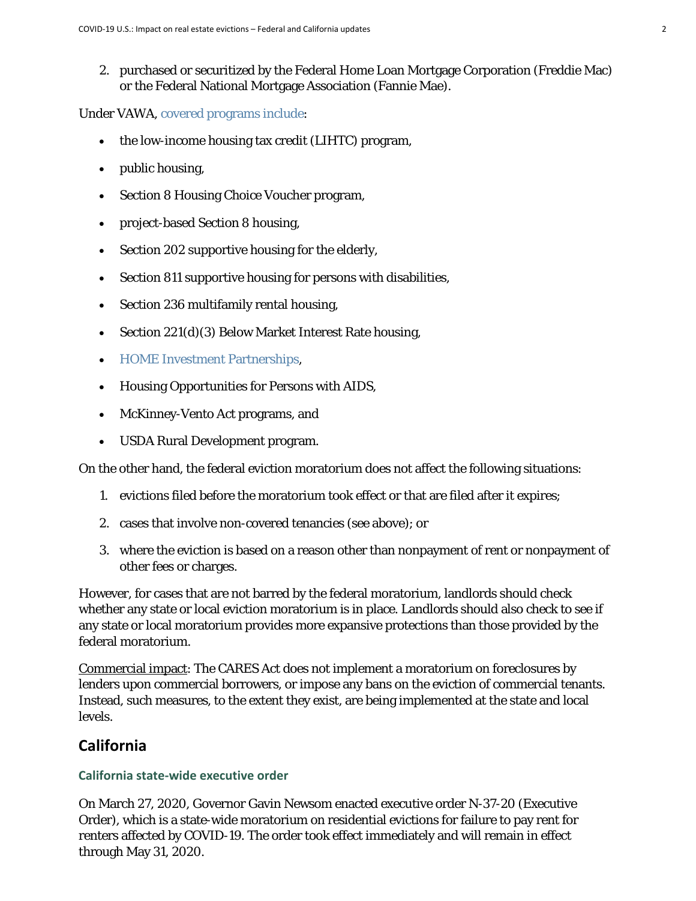2. purchased or securitized by the Federal Home Loan Mortgage Corporation (Freddie Mac) or the Federal National Mortgage Association (Fannie Mae).

Under VAWA, covered programs include:

- the low-income housing tax credit (LIHTC) program,
- public housing,
- Section 8 Housing Choice Voucher program,
- project-based Section 8 housing,
- Section 202 supportive housing for the elderly,
- Section 811 supportive housing for persons with disabilities,
- Section 236 multifamily rental housing,
- Section 221(d)(3) Below Market Interest Rate housing,
- HOME Investment Partnerships,
- Housing Opportunities for Persons with AIDS,
- McKinney-Vento Act programs, and
- USDA Rural Development program.

On the other hand, the federal eviction moratorium does not affect the following situations:

1. evictions filed before the moratorium took effect or that are filed after it expires;
2. cases that involve non-covered tenancies (see above); or
3. where the eviction is based on a reason other than nonpayment of rent or nonpayment of other fees or charges.

However, for cases that are not barred by the federal moratorium, landlords should check whether any state or local eviction moratorium is in place. Landlords should also check to see if any state or local moratorium provides more expansive protections than those provided by the federal moratorium.

Commercial impact: The CARES Act does not implement a moratorium on foreclosures by lenders upon commercial borrowers, or impose any bans on the eviction of commercial tenants. Instead, such measures, to the extent they exist, are being implemented at the state and local levels.

## California

### California state-wide executive order

On March 27, 2020, Governor Gavin Newsom enacted executive order N-37-20 (Executive Order), which is a state-wide moratorium on residential evictions for failure to pay rent for renters affected by COVID-19. The order took effect immediately and will remain in effect through May 31, 2020.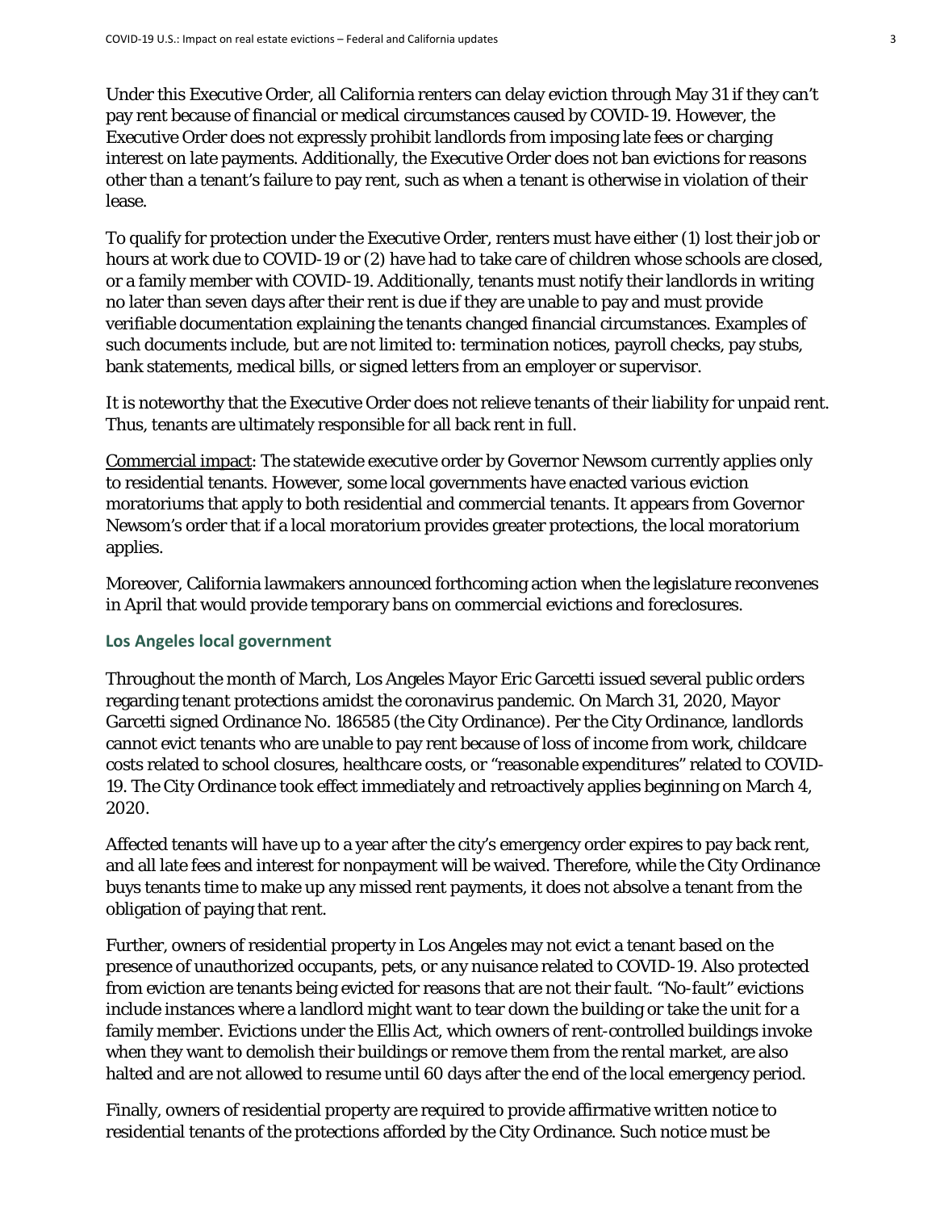Under this Executive Order, all California renters can delay eviction through May 31 if they can't pay rent because of financial or medical circumstances caused by COVID-19. However, the Executive Order does not expressly prohibit landlords from imposing late fees or charging interest on late payments. Additionally, the Executive Order does not ban evictions for reasons other than a tenant's failure to pay rent, such as when a tenant is otherwise in violation of their lease.

To qualify for protection under the Executive Order, renters must have either (1) lost their job or hours at work due to COVID-19 or (2) have had to take care of children whose schools are closed, or a family member with COVID-19. Additionally, tenants must notify their landlords in writing no later than seven days after their rent is due if they are unable to pay and must provide verifiable documentation explaining the tenants changed financial circumstances. Examples of such documents include, but are not limited to: termination notices, payroll checks, pay stubs, bank statements, medical bills, or signed letters from an employer or supervisor.

It is noteworthy that the Executive Order does not relieve tenants of their liability for unpaid rent. Thus, tenants are ultimately responsible for all back rent in full.

Commercial impact: The statewide executive order by Governor Newsom currently applies only to residential tenants. However, some local governments have enacted various eviction moratoriums that apply to both residential and commercial tenants. It appears from Governor Newsom's order that if a local moratorium provides greater protections, the local moratorium applies.

Moreover, California lawmakers announced forthcoming action when the legislature reconvenes in April that would provide temporary bans on commercial evictions and foreclosures.

### Los Angeles local government

Throughout the month of March, Los Angeles Mayor Eric Garcetti issued several public orders regarding tenant protections amidst the coronavirus pandemic. On March 31, 2020, Mayor Garcetti signed Ordinance No. 186585 (the City Ordinance). Per the City Ordinance, landlords cannot evict tenants who are unable to pay rent because of loss of income from work, childcare costs related to school closures, healthcare costs, or "reasonable expenditures" related to COVID-19. The City Ordinance took effect immediately and retroactively applies beginning on March 4, 2020.

Affected tenants will have up to a year after the city's emergency order expires to pay back rent, and all late fees and interest for nonpayment will be waived. Therefore, while the City Ordinance buys tenants time to make up any missed rent payments, it does not absolve a tenant from the obligation of paying that rent.

Further, owners of residential property in Los Angeles may not evict a tenant based on the presence of unauthorized occupants, pets, or any nuisance related to COVID-19. Also protected from eviction are tenants being evicted for reasons that are not their fault. "No-fault" evictions include instances where a landlord might want to tear down the building or take the unit for a family member. Evictions under the Ellis Act, which owners of rent-controlled buildings invoke when they want to demolish their buildings or remove them from the rental market, are also halted and are not allowed to resume until 60 days after the end of the local emergency period.

Finally, owners of residential property are required to provide affirmative written notice to residential tenants of the protections afforded by the City Ordinance. Such notice must be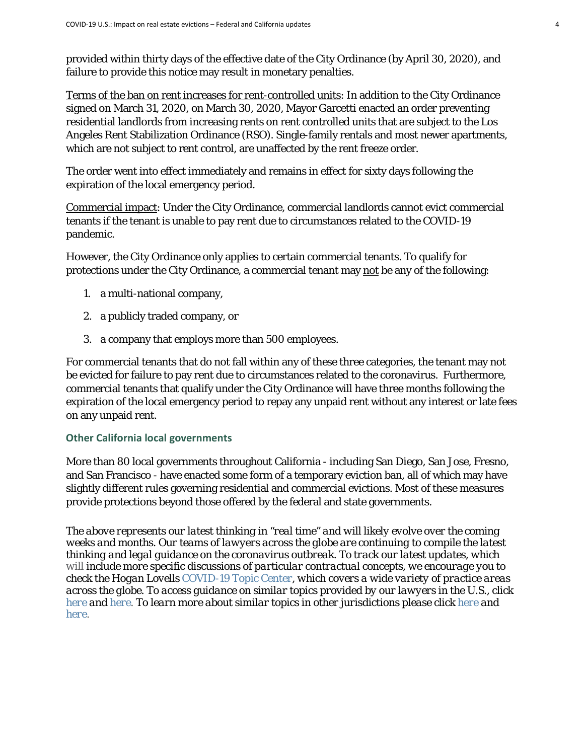provided within thirty days of the effective date of the City Ordinance (by April 30, 2020), and failure to provide this notice may result in monetary penalties.

<u>Terms of the ban on rent increases for rent-controlled units</u>: In addition to the City Ordinance signed on March 31, 2020, on March 30, 2020, Mayor Garcetti enacted an order preventing residential landlords from increasing rents on rent controlled units that are subject to the Los Angeles Rent Stabilization Ordinance (RSO). Single-family rentals and most newer apartments, which are not subject to rent control, are unaffected by the rent freeze order.

The order went into effect immediately and remains in effect for sixty days following the expiration of the local emergency period.

<u>Commercial impact</u>: Under the City Ordinance, commercial landlords cannot evict commercial tenants if the tenant is unable to pay rent due to circumstances related to the COVID-19 pandemic.

However, the City Ordinance only applies to certain commercial tenants. To qualify for protections under the City Ordinance, a commercial tenant may <u>not</u> be any of the following:

1. a multi-national company,
2. a publicly traded company, or
3. a company that employs more than 500 employees.

For commercial tenants that do not fall within any of these three categories, the tenant may not be evicted for failure to pay rent due to circumstances related to the coronavirus. Furthermore, commercial tenants that qualify under the City Ordinance will have three months following the expiration of the local emergency period to repay any unpaid rent without any interest or late fees on any unpaid rent.

### Other California local governments

More than 80 local governments throughout California - including San Diego, San Jose, Fresno, and San Francisco - have enacted some form of a temporary eviction ban, all of which may have slightly different rules governing residential and commercial evictions. Most of these measures provide protections beyond those offered by the federal and state governments.

*The above represents our latest thinking in "real time" and will likely evolve over the coming weeks and months. Our teams of lawyers across the globe are continuing to compile the latest thinking and legal guidance on the coronavirus outbreak. To track our latest updates, which will include more specific discussions of particular contractual concepts, we encourage you to check the Hogan Lovells COVID-19 Topic Center, which covers a wide variety of practice areas across the globe. To access guidance on similar topics provided by our lawyers in the U.S., click here and here. To learn more about similar topics in other jurisdictions please click here and here.*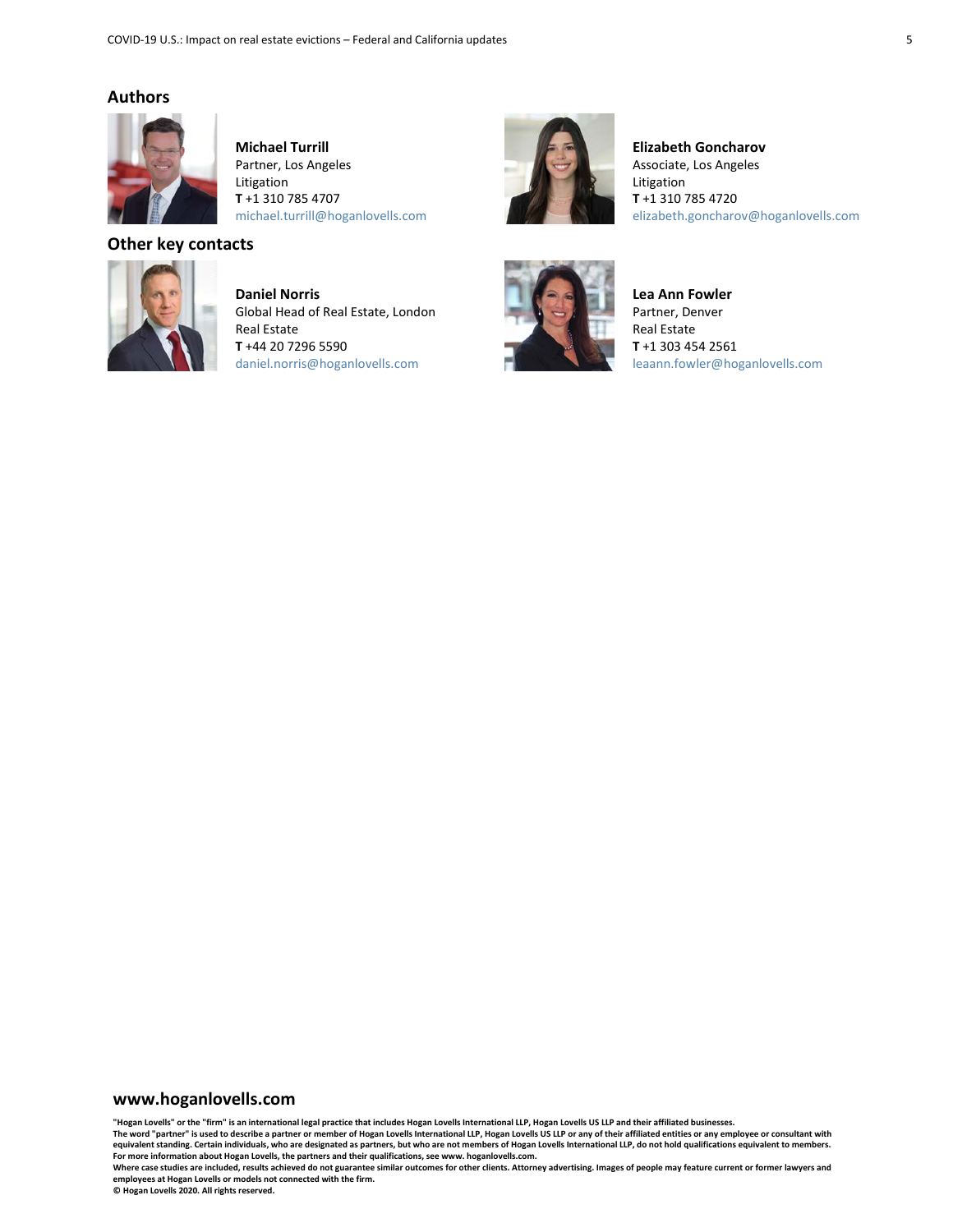## Authors

**Michael Turrill**
Partner, Los Angeles
Litigation
**T** +1 310 785 4707
michael.turrill@hoganlovells.com

**Elizabeth Goncharov**
Associate, Los Angeles
Litigation
**T** +1 310 785 4720
elizabeth.goncharov@hoganlovells.com

## Other key contacts

**Daniel Norris**
Global Head of Real Estate, London
Real Estate
**T** +44 20 7296 5590
daniel.norris@hoganlovells.com

**Lea Ann Fowler**
Partner, Denver
Real Estate
**T** +1 303 454 2561
leaann.fowler@hoganlovells.com

**www.hoganlovells.com**

**"Hogan Lovells" or the "firm" is an international legal practice that includes Hogan Lovells International LLP, Hogan Lovells US LLP and their affiliated businesses.**
**The word "partner" is used to describe a partner or member of Hogan Lovells International LLP, Hogan Lovells US LLP or any of their affiliated entities or any employee or consultant with equivalent standing. Certain individuals, who are designated as partners, but who are not members of Hogan Lovells International LLP, do not hold qualifications equivalent to members.**
**For more information about Hogan Lovells, the partners and their qualifications, see www. hoganlovells.com.**
**Where case studies are included, results achieved do not guarantee similar outcomes for other clients. Attorney advertising. Images of people may feature current or former lawyers and employees at Hogan Lovells or models not connected with the firm.**
**© Hogan Lovells 2020. All rights reserved.**